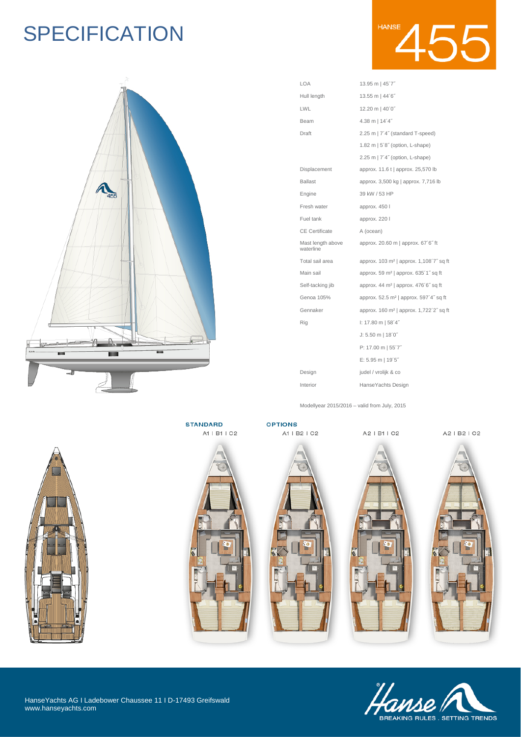# SPECIFICATION

HANSE 455

| | |
|---|---|
| LOA | 13.95 m \| 45´7˝ |
| Hull length | 13.55 m \| 44´6˝ |
| LWL | 12.20 m \| 40´0˝ |
| Beam | 4.38 m \| 14´4˝ |
| Draft | 2.25 m \| 7´4˝ (standard T-speed) |
| | 1.82 m \| 5´8˝ (option, L-shape) |
| | 2.25 m \| 7´4˝ (option, L-shape) |
| Displacement | approx. 11.6 t \| approx. 25,570 lb |
| Ballast | approx. 3,500 kg \| approx. 7,716 lb |
| Engine | 39 kW / 53 HP |
| Fresh water | approx. 450 l |
| Fuel tank | approx. 220 l |
| CE Certificate | A (ocean) |
| Mast length above waterline | approx. 20.60 m \| approx. 67´6˝ ft |
| Total sail area | approx. 103 m² \| approx. 1,108´7˝ sq ft |
| Main sail | approx. 59 m² \| approx. 635´1˝ sq ft |
| Self-tacking jib | approx. 44 m² \| approx. 476´6˝ sq ft |
| Genoa 105% | approx. 52.5 m² \| approx. 597´4˝ sq ft |
| Gennaker | approx. 160 m² \| approx. 1,722´2˝ sq ft |
| Rig | I: 17.80 m \| 58´4˝ |
| | J: 5.50 m \| 18´0˝ |
| | P: 17.00 m \| 55´7˝ |
| | E: 5.95 m \| 19´5˝ |
| Design | judel / vrolijk & co |
| Interior | HanseYachts Design |

Modellyear 2015/2016 – valid from July, 2015

**STANDARD**
A1 | B1 | C2

**OPTIONS**
A1 | B2 | C2
A2 | B1 | C2
A2 | B2 | C2

HanseYachts AG I Ladebower Chaussee 11 I D-17493 Greifswald
www.hanseyachts.com

Hanse – BREAKING RULES . SETTING TRENDS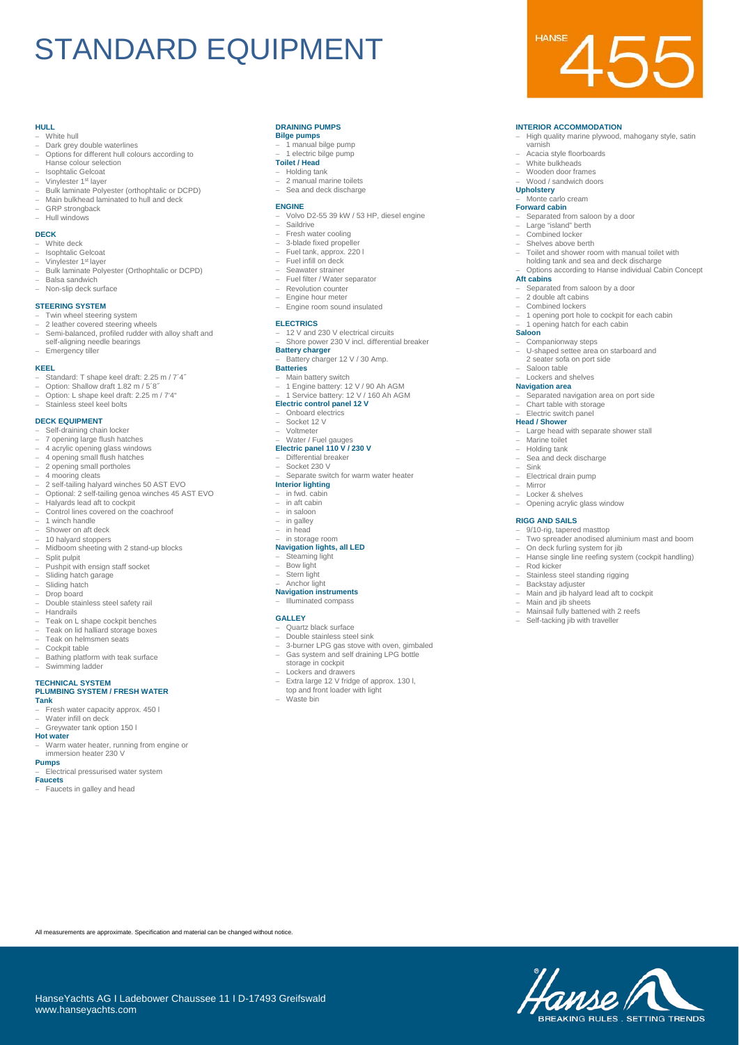# STANDARD EQUIPMENT

HANSE 455

### HULL

- White hull
- Dark grey double waterlines
- Options for different hull colours according to Hanse colour selection
- Isophtalic Gelcoat
- Vinylester 1st layer
- Bulk laminate Polyester (orthophtalic or DCPD)
- Main bulkhead laminated to hull and deck
- GRP strongback
- Hull windows

### DECK

- White deck
- Isophtalic Gelcoat
- Vinylester 1st layer
- Bulk laminate Polyester (Orthophtalic or DCPD)
- Balsa sandwich
- Non-slip deck surface

### STEERING SYSTEM

- Twin wheel steering system
- 2 leather covered steering wheels
- Semi-balanced, profiled rudder with alloy shaft and self-aligning needle bearings
- Emergency tiller

### KEEL

- Standard: T shape keel draft: 2.25 m / 7´4˝
- Option: Shallow draft 1.82 m / 5´8˝
- Option: L shape keel draft: 2.25 m / 7'4"
- Stainless steel keel bolts

### DECK EQUIPMENT

- Self-draining chain locker
- 7 opening large flush hatches
- 4 acrylic opening glass windows
- 4 opening small flush hatches
- 2 opening small portholes
- 4 mooring cleats
- 2 self-tailing halyard winches 50 AST EVO
- Optional: 2 self-tailing genoa winches 45 AST EVO
- Halyards lead aft to cockpit
- Control lines covered on the coachroof
- 1 winch handle
- Shower on aft deck
- 10 halyard stoppers
- Midboom sheeting with 2 stand-up blocks
- Split pulpit
- Pushpit with ensign staff socket
- Sliding hatch garage
- Sliding hatch
- Drop board
- Double stainless steel safety rail
- Handrails
- Teak on L shape cockpit benches
- Teak on lid halliard storage boxes
- Teak on helmsmen seats
- Cockpit table
- Bathing platform with teak surface
- Swimming ladder

### TECHNICAL SYSTEM

### PLUMBING SYSTEM / FRESH WATER

**Tank**

- Fresh water capacity approx. 450 l
- Water infill on deck
- Greywater tank option 150 l

**Hot water**

- Warm water heater, running from engine or immersion heater 230 V

**Pumps**

- Electrical pressurised water system

**Faucets**

- Faucets in galley and head

### DRAINING PUMPS

**Bilge pumps**

- 1 manual bilge pump
- 1 electric bilge pump

**Toilet / Head**

- Holding tank
- 2 manual marine toilets
- Sea and deck discharge

### ENGINE

- Volvo D2-55 39 kW / 53 HP, diesel engine
- Saildrive
- Fresh water cooling
- 3-blade fixed propeller
- Fuel tank, approx. 220 l
- Fuel infill on deck
- Seawater strainer
- Fuel filter / Water separator
- Revolution counter
- Engine hour meter
- Engine room sound insulated

### ELECTRICS

- 12 V and 230 V electrical circuits
- Shore power 230 V incl. differential breaker

**Battery charger**

- Battery charger 12 V / 30 Amp.

**Batteries**

- Main battery switch
- 1 Engine battery: 12 V / 90 Ah AGM
- 1 Service battery: 12 V / 160 Ah AGM

**Electric control panel 12 V**

- Onboard electrics
- Socket 12 V
- Voltmeter
- Water / Fuel gauges

**Electric panel 110 V / 230 V**

- Differential breaker
- Socket 230 V
- Separate switch for warm water heater

**Interior lighting**

- in fwd. cabin
- in aft cabin
- in saloon
- in galley
- in head
- in storage room

**Navigation lights, all LED**

- Steaming light
- Bow light
- Stern light
- Anchor light

**Navigation instruments**

- Illuminated compass

### GALLEY

- Quartz black surface
- Double stainless steel sink
- 3-burner LPG gas stove with oven, gimbaled
- Gas system and self draining LPG bottle storage in cockpit
- Lockers and drawers
- Extra large 12 V fridge of approx. 130 l, top and front loader with light
- Waste bin

### INTERIOR ACCOMMODATION

- High quality marine plywood, mahogany style, satin varnish
- Acacia style floorboards
- White bulkheads
- Wooden door frames
- Wood / sandwich doors

**Upholstery**

- Monte carlo cream

**Forward cabin**

- Separated from saloon by a door
- Large "island" berth
- Combined locker
- Shelves above berth
- Toilet and shower room with manual toilet with holding tank and sea and deck discharge
- Options according to Hanse individual Cabin Concept

**Aft cabins**

- Separated from saloon by a door
- 2 double aft cabins
- Combined lockers
- 1 opening port hole to cockpit for each cabin
- 1 opening hatch for each cabin

**Saloon**

- Companionway steps
- U-shaped settee area on starboard and 2 seater sofa on port side
- Saloon table
- Lockers and shelves

**Navigation area**

- Separated navigation area on port side
- Chart table with storage
- Electric switch panel

**Head / Shower**

- Large head with separate shower stall
- Marine toilet
- Holding tank
- Sea and deck discharge
- Sink
- Electrical drain pump
- Mirror
- Locker & shelves
- Opening acrylic glass window

### RIGG AND SAILS

- 9/10-rig, tapered masttop
- Two spreader anodised aluminium mast and boom
- On deck furling system for jib
- Hanse single line reefing system (cockpit handling)
- Rod kicker
- Stainless steel standing rigging
- Backstay adjuster
- Main and jib halyard lead aft to cockpit
- Main and jib sheets
- Mainsail fully battened with 2 reefs
- Self-tacking jib with traveller

All measurements are approximate. Specification and material can be changed without notice.

HanseYachts AG I Ladebower Chaussee 11 I D-17493 Greifswald
www.hanseyachts.com

Hanse — BREAKING RULES . SETTING TRENDS